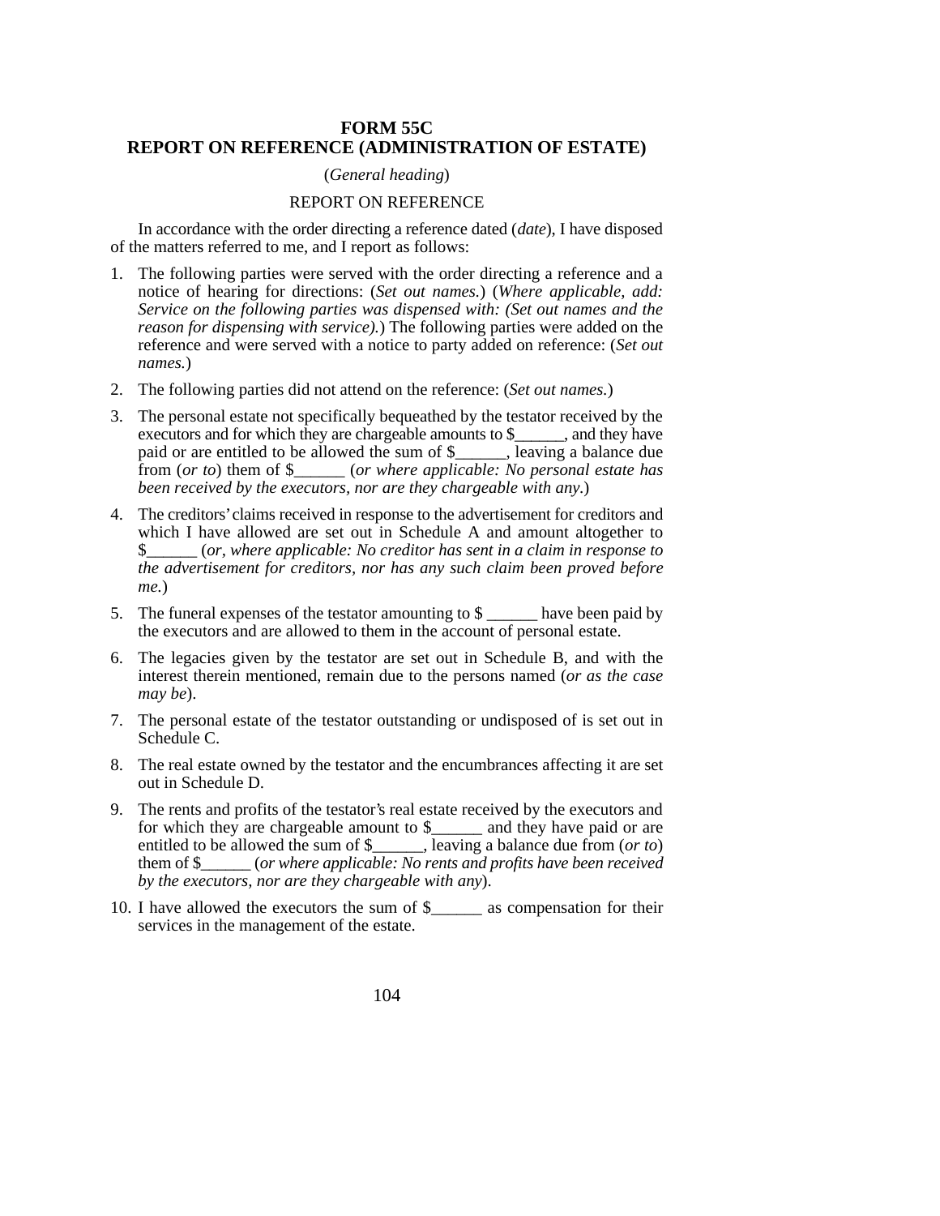# FORM 55C
# REPORT ON REFERENCE (ADMINISTRATION OF ESTATE)

(*General heading*)

REPORT ON REFERENCE

In accordance with the order directing a reference dated (*date*), I have disposed of the matters referred to me, and I report as follows:

1. The following parties were served with the order directing a reference and a notice of hearing for directions: (*Set out names.*) (*Where applicable, add: Service on the following parties was dispensed with: (Set out names and the reason for dispensing with service).*) The following parties were added on the reference and were served with a notice to party added on reference: (*Set out names.*)

2. The following parties did not attend on the reference: (*Set out names.*)

3. The personal estate not specifically bequeathed by the testator received by the executors and for which they are chargeable amounts to $______, and they have paid or are entitled to be allowed the sum of $______, leaving a balance due from (*or to*) them of $______ (*or where applicable: No personal estate has been received by the executors, nor are they chargeable with any.*)

4. The creditors' claims received in response to the advertisement for creditors and which I have allowed are set out in Schedule A and amount altogether to $______ (*or, where applicable: No creditor has sent in a claim in response to the advertisement for creditors, nor has any such claim been proved before me.*)

5. The funeral expenses of the testator amounting to $ ______ have been paid by the executors and are allowed to them in the account of personal estate.

6. The legacies given by the testator are set out in Schedule B, and with the interest therein mentioned, remain due to the persons named (*or as the case may be*).

7. The personal estate of the testator outstanding or undisposed of is set out in Schedule C.

8. The real estate owned by the testator and the encumbrances affecting it are set out in Schedule D.

9. The rents and profits of the testator's real estate received by the executors and for which they are chargeable amount to $______ and they have paid or are entitled to be allowed the sum of $______, leaving a balance due from (*or to*) them of $______ (*or where applicable: No rents and profits have been received by the executors, nor are they chargeable with any*).

10. I have allowed the executors the sum of $______ as compensation for their services in the management of the estate.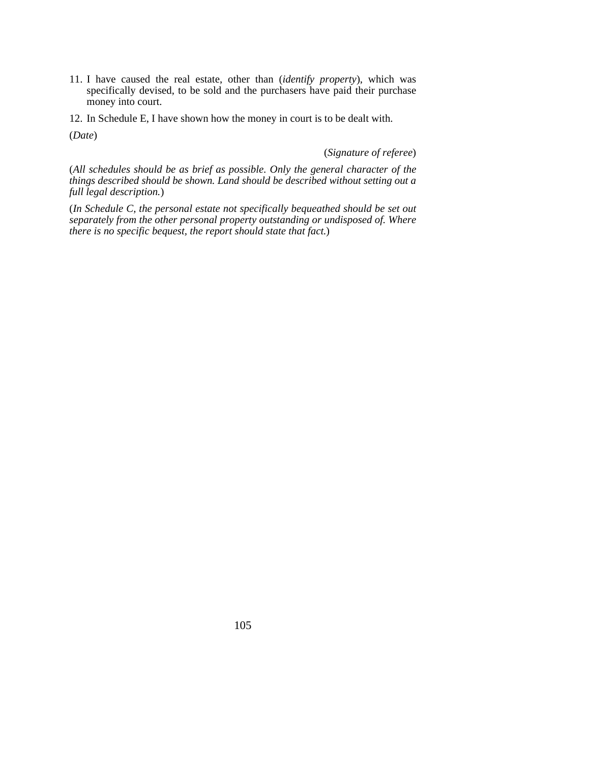11. I have caused the real estate, other than (*identify property*), which was specifically devised, to be sold and the purchasers have paid their purchase money into court.

12. In Schedule E, I have shown how the money in court is to be dealt with.

(*Date*)

(*Signature of referee*)

(*All schedules should be as brief as possible. Only the general character of the things described should be shown. Land should be described without setting out a full legal description.*)

(*In Schedule C, the personal estate not specifically bequeathed should be set out separately from the other personal property outstanding or undisposed of. Where there is no specific bequest, the report should state that fact.*)